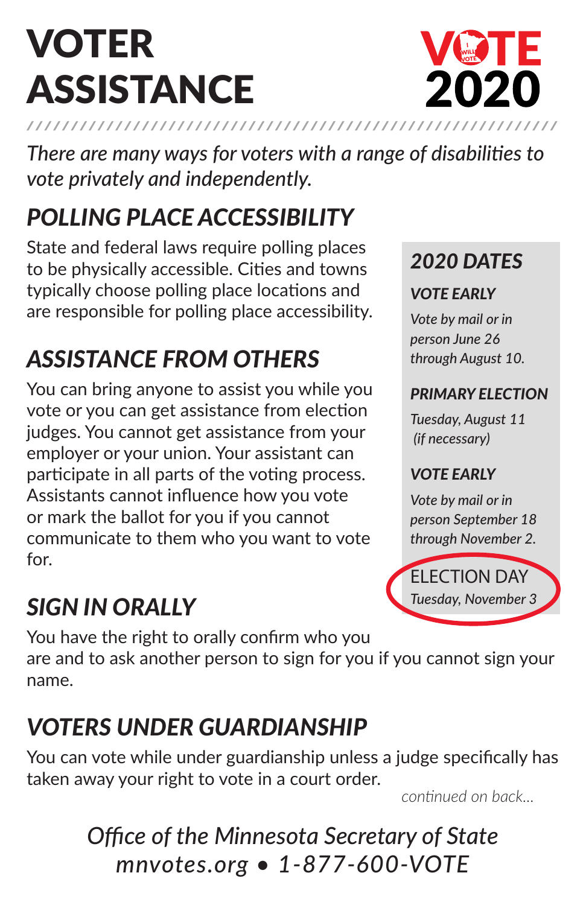# VOTER ASSISTANCE

VOTE 2020

*There are many ways for voters with a range of disabilities to vote privately and independently.*

## *POLLING PLACE ACCESSIBILITY*

State and federal laws require polling places to be physically accessible. Cities and towns typically choose polling place locations and are responsible for polling place accessibility.

## *ASSISTANCE FROM OTHERS*

You can bring anyone to assist you while you vote or you can get assistance from election judges. You cannot get assistance from your employer or your union. Your assistant can participate in all parts of the voting process. Assistants cannot influence how you vote or mark the ballot for you if you cannot communicate to them who you want to vote for.

## *SIGN IN ORALLY*

You have the right to orally confirm who you are and to ask another person to sign for you if you cannot sign your name.

## *VOTERS UNDER GUARDIANSHIP*

You can vote while under guardianship unless a judge specifically has taken away your right to vote in a court order.

### *2020 DATES*

***VOTE EARLY***

*Vote by mail or in person June 26 through August 10.*

***PRIMARY ELECTION***

*Tuesday, August 11 (if necessary)*

***VOTE EARLY***

*Vote by mail or in person September 18 through November 2.*

**ELECTION DAY**

*Tuesday, November 3*

*continued on back...*

*Office of the Minnesota Secretary of State*
*mnvotes.org • 1-877-600-VOTE*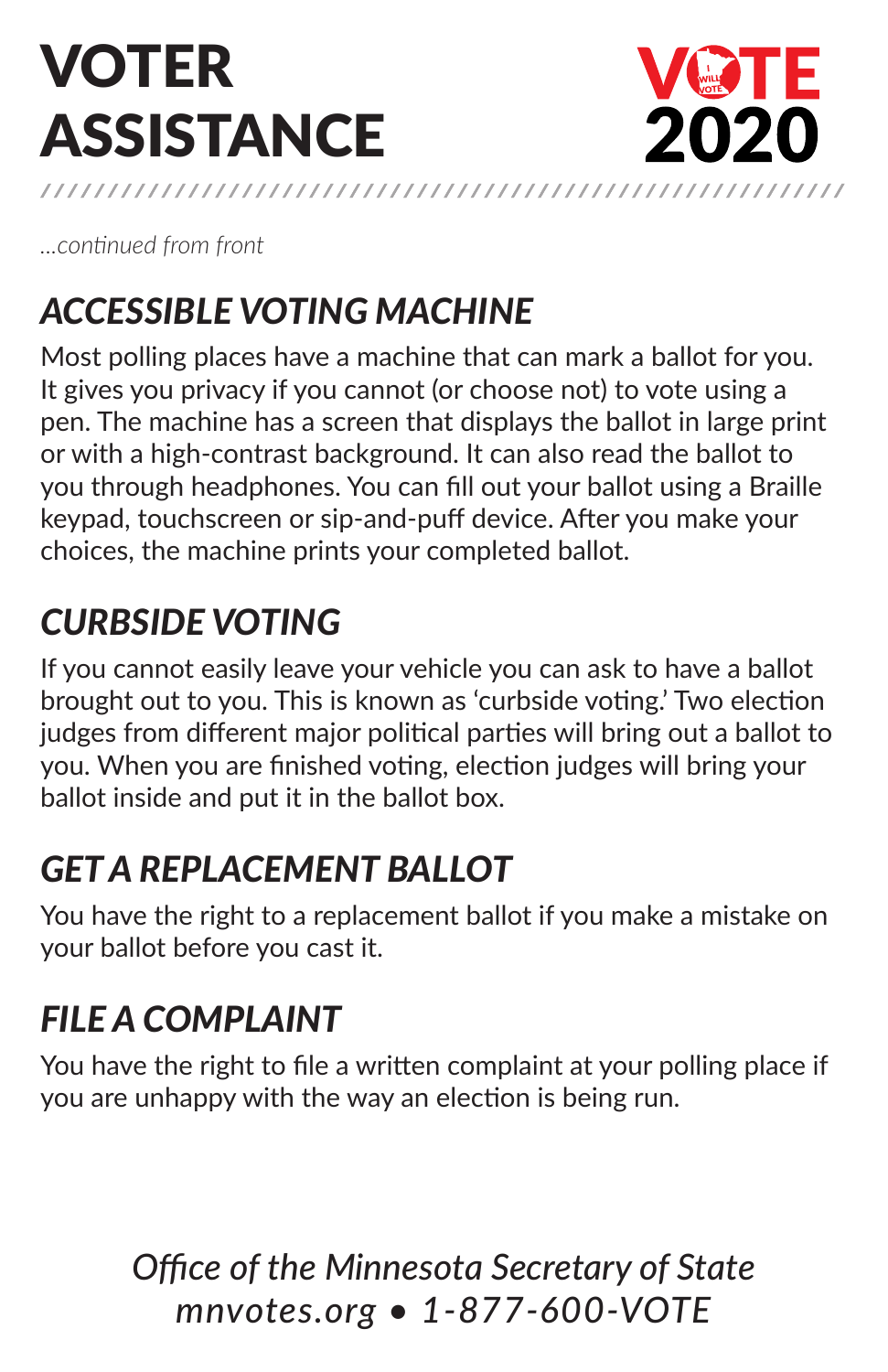# VOTER ASSISTANCE

VOTE 2020

*...continued from front*

## *ACCESSIBLE VOTING MACHINE*

Most polling places have a machine that can mark a ballot for you. It gives you privacy if you cannot (or choose not) to vote using a pen. The machine has a screen that displays the ballot in large print or with a high-contrast background. It can also read the ballot to you through headphones. You can fill out your ballot using a Braille keypad, touchscreen or sip-and-puff device. After you make your choices, the machine prints your completed ballot.

## *CURBSIDE VOTING*

If you cannot easily leave your vehicle you can ask to have a ballot brought out to you. This is known as 'curbside voting.' Two election judges from different major political parties will bring out a ballot to you. When you are finished voting, election judges will bring your ballot inside and put it in the ballot box.

## *GET A REPLACEMENT BALLOT*

You have the right to a replacement ballot if you make a mistake on your ballot before you cast it.

## *FILE A COMPLAINT*

You have the right to file a written complaint at your polling place if you are unhappy with the way an election is being run.

*Office of the Minnesota Secretary of State*
*mnvotes.org • 1-877-600-VOTE*